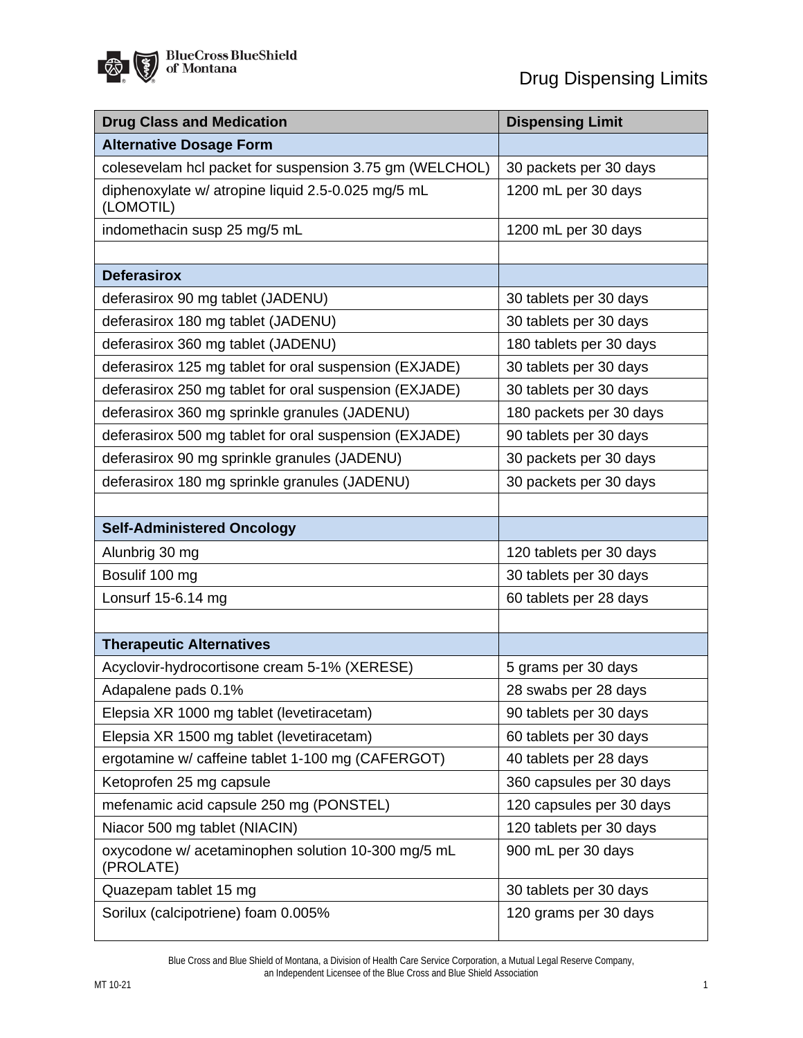# Drug Dispensing Limits

| Drug Class and Medication | Dispensing Limit |
|---|---|
| **Alternative Dosage Form** | |
| colesevelam hcl packet for suspension 3.75 gm (WELCHOL) | 30 packets per 30 days |
| diphenoxylate w/ atropine liquid 2.5-0.025 mg/5 mL (LOMOTIL) | 1200 mL per 30 days |
| indomethacin susp 25 mg/5 mL | 1200 mL per 30 days |
| | |
| **Deferasirox** | |
| deferasirox 90 mg tablet (JADENU) | 30 tablets per 30 days |
| deferasirox 180 mg tablet (JADENU) | 30 tablets per 30 days |
| deferasirox 360 mg tablet (JADENU) | 180 tablets per 30 days |
| deferasirox 125 mg tablet for oral suspension (EXJADE) | 30 tablets per 30 days |
| deferasirox 250 mg tablet for oral suspension (EXJADE) | 30 tablets per 30 days |
| deferasirox 360 mg sprinkle granules (JADENU) | 180 packets per 30 days |
| deferasirox 500 mg tablet for oral suspension (EXJADE) | 90 tablets per 30 days |
| deferasirox 90 mg sprinkle granules (JADENU) | 30 packets per 30 days |
| deferasirox 180 mg sprinkle granules (JADENU) | 30 packets per 30 days |
| | |
| **Self-Administered Oncology** | |
| Alunbrig 30 mg | 120 tablets per 30 days |
| Bosulif 100 mg | 30 tablets per 30 days |
| Lonsurf 15-6.14 mg | 60 tablets per 28 days |
| | |
| **Therapeutic Alternatives** | |
| Acyclovir-hydrocortisone cream 5-1% (XERESE) | 5 grams per 30 days |
| Adapalene pads 0.1% | 28 swabs per 28 days |
| Elepsia XR 1000 mg tablet (levetiracetam) | 90 tablets per 30 days |
| Elepsia XR 1500 mg tablet (levetiracetam) | 60 tablets per 30 days |
| ergotamine w/ caffeine tablet 1-100 mg (CAFERGOT) | 40 tablets per 28 days |
| Ketoprofen 25 mg capsule | 360 capsules per 30 days |
| mefenamic acid capsule 250 mg (PONSTEL) | 120 capsules per 30 days |
| Niacor 500 mg tablet (NIACIN) | 120 tablets per 30 days |
| oxycodone w/ acetaminophen solution 10-300 mg/5 mL (PROLATE) | 900 mL per 30 days |
| Quazepam tablet 15 mg | 30 tablets per 30 days |
| Sorilux (calcipotriene) foam 0.005% | 120 grams per 30 days |

Blue Cross and Blue Shield of Montana, a Division of Health Care Service Corporation, a Mutual Legal Reserve Company, an Independent Licensee of the Blue Cross and Blue Shield Association

MT 10-21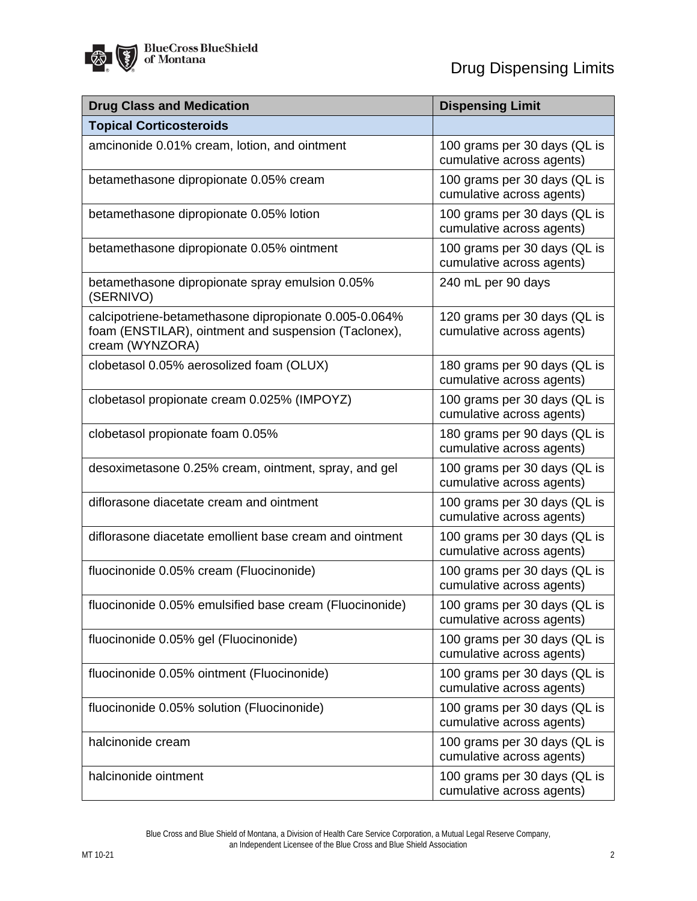| Drug Class and Medication | Dispensing Limit |
|---|---|
| **Topical Corticosteroids** | |
| amcinonide 0.01% cream, lotion, and ointment | 100 grams per 30 days (QL is cumulative across agents) |
| betamethasone dipropionate 0.05% cream | 100 grams per 30 days (QL is cumulative across agents) |
| betamethasone dipropionate 0.05% lotion | 100 grams per 30 days (QL is cumulative across agents) |
| betamethasone dipropionate 0.05% ointment | 100 grams per 30 days (QL is cumulative across agents) |
| betamethasone dipropionate spray emulsion 0.05% (SERNIVO) | 240 mL per 90 days |
| calcipotriene-betamethasone dipropionate 0.005-0.064% foam (ENSTILAR), ointment and suspension (Taclonex), cream (WYNZORA) | 120 grams per 30 days (QL is cumulative across agents) |
| clobetasol 0.05% aerosolized foam (OLUX) | 180 grams per 90 days (QL is cumulative across agents) |
| clobetasol propionate cream 0.025% (IMPOYZ) | 100 grams per 30 days (QL is cumulative across agents) |
| clobetasol propionate foam 0.05% | 180 grams per 90 days (QL is cumulative across agents) |
| desoximetasone 0.25% cream, ointment, spray, and gel | 100 grams per 30 days (QL is cumulative across agents) |
| diflorasone diacetate cream and ointment | 100 grams per 30 days (QL is cumulative across agents) |
| diflorasone diacetate emollient base cream and ointment | 100 grams per 30 days (QL is cumulative across agents) |
| fluocinonide 0.05% cream (Fluocinonide) | 100 grams per 30 days (QL is cumulative across agents) |
| fluocinonide 0.05% emulsified base cream (Fluocinonide) | 100 grams per 30 days (QL is cumulative across agents) |
| fluocinonide 0.05% gel (Fluocinonide) | 100 grams per 30 days (QL is cumulative across agents) |
| fluocinonide 0.05% ointment (Fluocinonide) | 100 grams per 30 days (QL is cumulative across agents) |
| fluocinonide 0.05% solution (Fluocinonide) | 100 grams per 30 days (QL is cumulative across agents) |
| halcinonide cream | 100 grams per 30 days (QL is cumulative across agents) |
| halcinonide ointment | 100 grams per 30 days (QL is cumulative across agents) |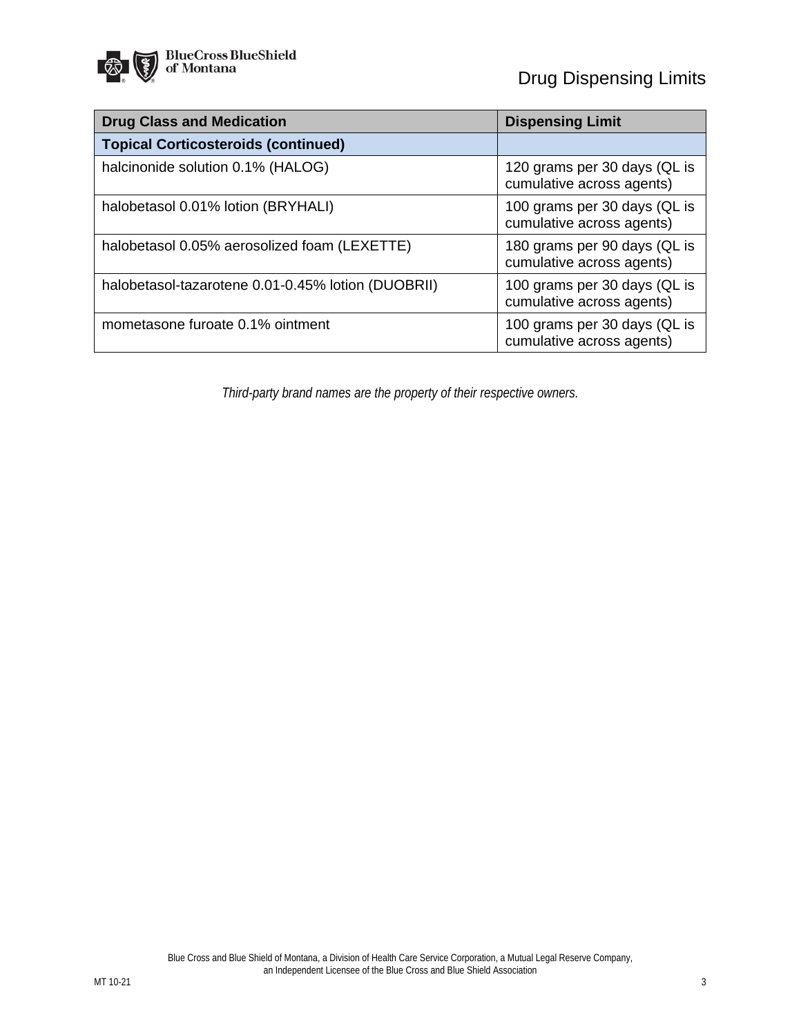| Drug Class and Medication | Dispensing Limit |
|---|---|
| **Topical Corticosteroids (continued)** | |
| halcinonide solution 0.1% (HALOG) | 120 grams per 30 days (QL is cumulative across agents) |
| halobetasol 0.01% lotion (BRYHALI) | 100 grams per 30 days (QL is cumulative across agents) |
| halobetasol 0.05% aerosolized foam (LEXETTE) | 180 grams per 90 days (QL is cumulative across agents) |
| halobetasol-tazarotene 0.01-0.45% lotion (DUOBRII) | 100 grams per 30 days (QL is cumulative across agents) |
| mometasone furoate 0.1% ointment | 100 grams per 30 days (QL is cumulative across agents) |

*Third-party brand names are the property of their respective owners.*